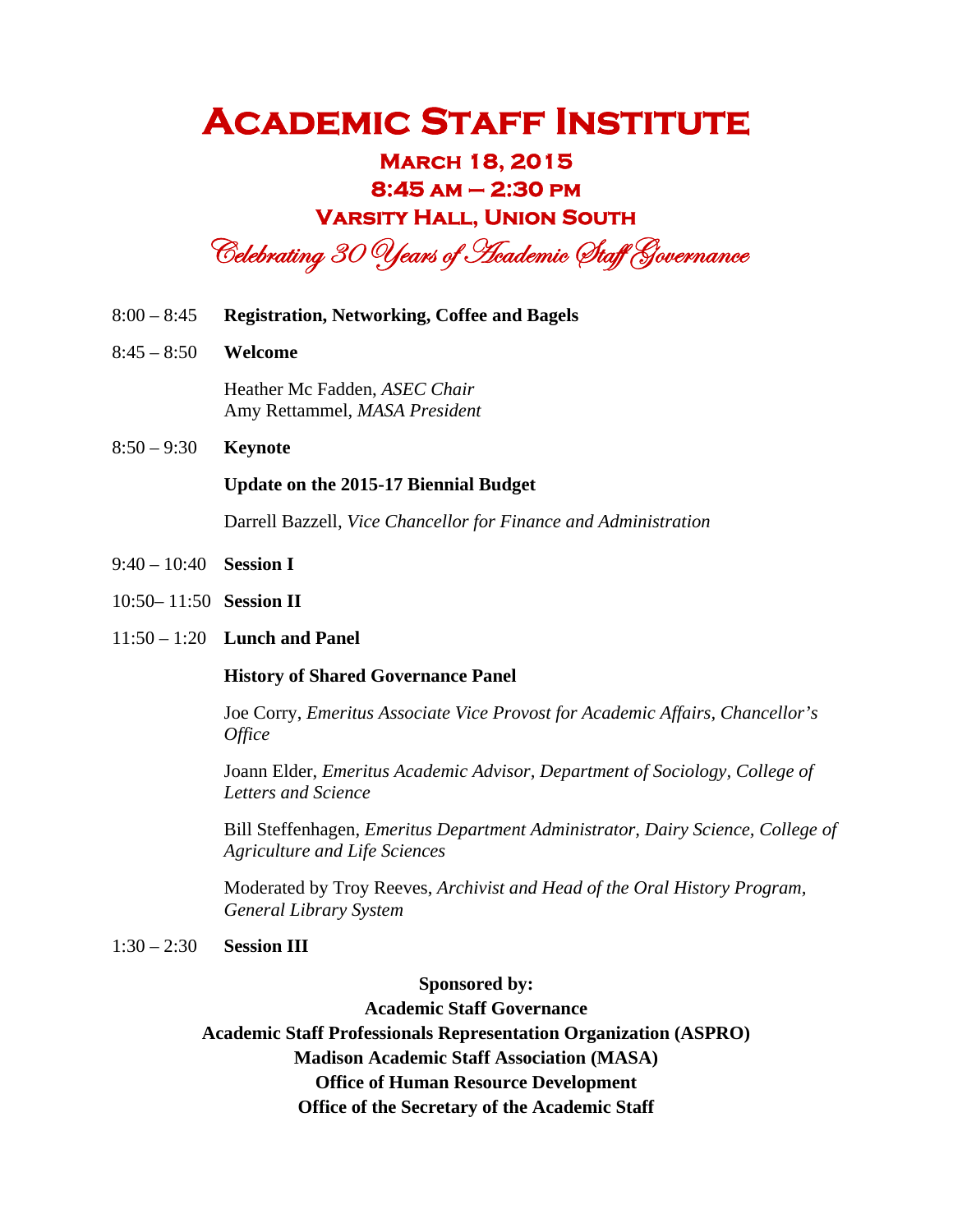# Academic Staff Institute

## March 18, 2015
## 8:45 am – 2:30 pm
## Varsity Hall, Union South

*Celebrating 30 Years of Academic Staff Governance*

8:00 – 8:45 **Registration, Networking, Coffee and Bagels**

8:45 – 8:50 **Welcome**

Heather Mc Fadden, *ASEC Chair*
Amy Rettammel, *MASA President*

8:50 – 9:30 **Keynote**

**Update on the 2015-17 Biennial Budget**

Darrell Bazzell, *Vice Chancellor for Finance and Administration*

9:40 – 10:40 **Session I**

10:50– 11:50 **Session II**

11:50 – 1:20 **Lunch and Panel**

**History of Shared Governance Panel**

Joe Corry, *Emeritus Associate Vice Provost for Academic Affairs, Chancellor's Office*

Joann Elder, *Emeritus Academic Advisor, Department of Sociology, College of Letters and Science*

Bill Steffenhagen, *Emeritus Department Administrator, Dairy Science, College of Agriculture and Life Sciences*

Moderated by Troy Reeves, *Archivist and Head of the Oral History Program, General Library System*

1:30 – 2:30 **Session III**

**Sponsored by:**
**Academic Staff Governance**
**Academic Staff Professionals Representation Organization (ASPRO)**
**Madison Academic Staff Association (MASA)**
**Office of Human Resource Development**
**Office of the Secretary of the Academic Staff**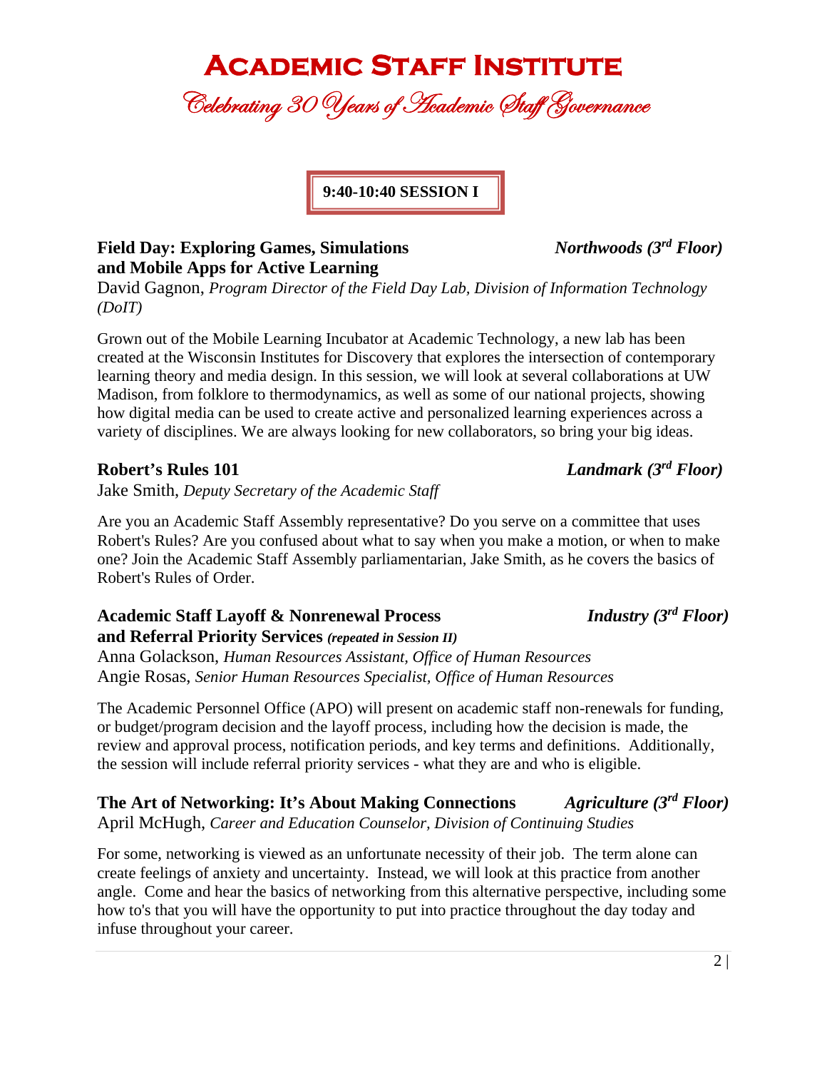# Academic Staff Institute

*Celebrating 30 Years of Academic Staff Governance*

## 9:40-10:40 SESSION I

### Field Day: Exploring Games, Simulations and Mobile Apps for Active Learning — *Northwoods (3rd Floor)*

David Gagnon, *Program Director of the Field Day Lab, Division of Information Technology (DoIT)*

Grown out of the Mobile Learning Incubator at Academic Technology, a new lab has been created at the Wisconsin Institutes for Discovery that explores the intersection of contemporary learning theory and media design. In this session, we will look at several collaborations at UW Madison, from folklore to thermodynamics, as well as some of our national projects, showing how digital media can be used to create active and personalized learning experiences across a variety of disciplines. We are always looking for new collaborators, so bring your big ideas.

### Robert's Rules 101 — *Landmark (3rd Floor)*

Jake Smith, *Deputy Secretary of the Academic Staff*

Are you an Academic Staff Assembly representative? Do you serve on a committee that uses Robert's Rules? Are you confused about what to say when you make a motion, or when to make one? Join the Academic Staff Assembly parliamentarian, Jake Smith, as he covers the basics of Robert's Rules of Order.

### Academic Staff Layoff & Nonrenewal Process and Referral Priority Services *(repeated in Session II)* — *Industry (3rd Floor)*

Anna Golackson, *Human Resources Assistant, Office of Human Resources*
Angie Rosas, *Senior Human Resources Specialist, Office of Human Resources*

The Academic Personnel Office (APO) will present on academic staff non-renewals for funding, or budget/program decision and the layoff process, including how the decision is made, the review and approval process, notification periods, and key terms and definitions. Additionally, the session will include referral priority services - what they are and who is eligible.

### The Art of Networking: It's About Making Connections — *Agriculture (3rd Floor)*

April McHugh, *Career and Education Counselor, Division of Continuing Studies*

For some, networking is viewed as an unfortunate necessity of their job. The term alone can create feelings of anxiety and uncertainty. Instead, we will look at this practice from another angle. Come and hear the basics of networking from this alternative perspective, including some how to's that you will have the opportunity to put into practice throughout the day today and infuse throughout your career.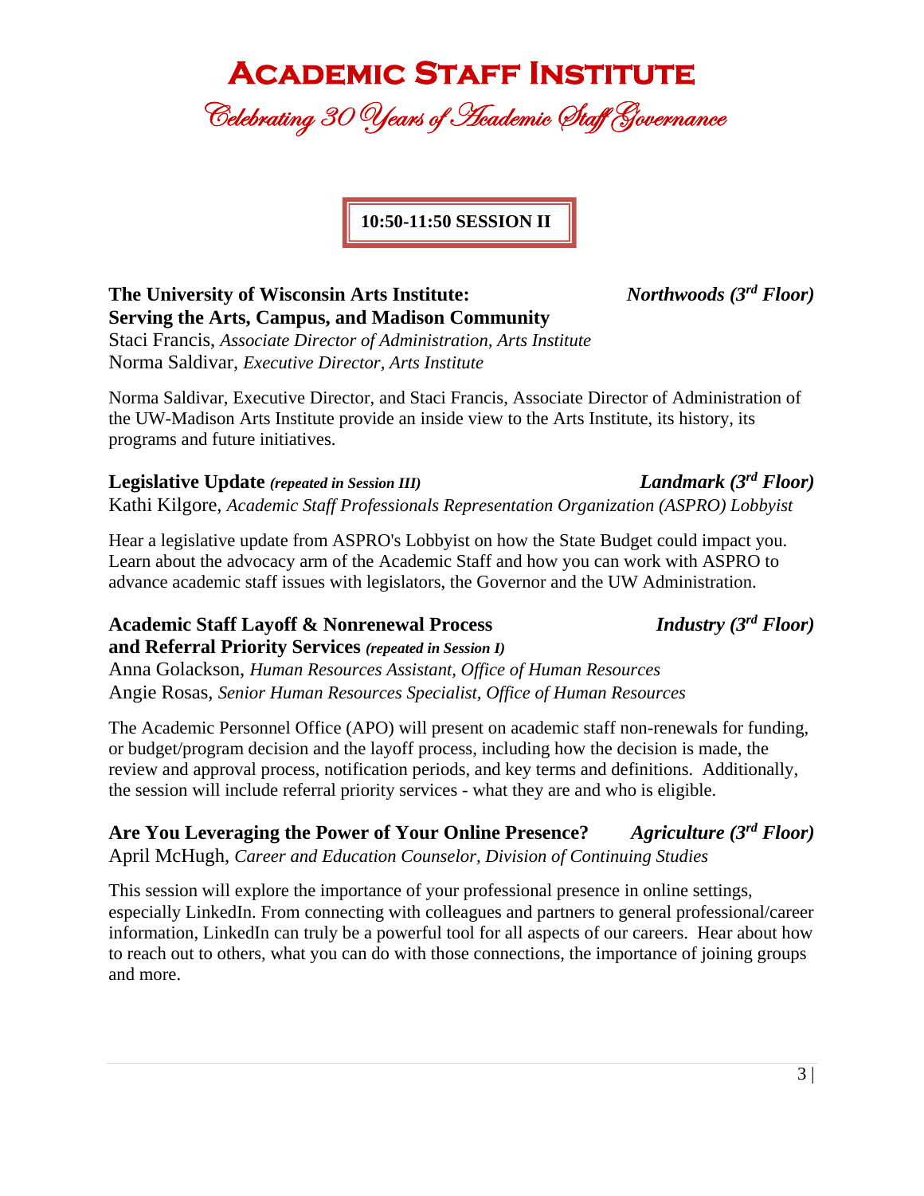# Academic Staff Institute

*Celebrating 30 Years of Academic Staff Governance*

## 10:50-11:50 SESSION II

### The University of Wisconsin Arts Institute: Serving the Arts, Campus, and Madison Community
***Northwoods (3rd Floor)***

Staci Francis, *Associate Director of Administration, Arts Institute*
Norma Saldivar, *Executive Director, Arts Institute*

Norma Saldivar, Executive Director, and Staci Francis, Associate Director of Administration of the UW-Madison Arts Institute provide an inside view to the Arts Institute, its history, its programs and future initiatives.

### Legislative Update *(repeated in Session III)*
***Landmark (3rd Floor)***

Kathi Kilgore, *Academic Staff Professionals Representation Organization (ASPRO) Lobbyist*

Hear a legislative update from ASPRO's Lobbyist on how the State Budget could impact you. Learn about the advocacy arm of the Academic Staff and how you can work with ASPRO to advance academic staff issues with legislators, the Governor and the UW Administration.

### Academic Staff Layoff & Nonrenewal Process and Referral Priority Services *(repeated in Session I)*
***Industry (3rd Floor)***

Anna Golackson, *Human Resources Assistant, Office of Human Resources*
Angie Rosas, *Senior Human Resources Specialist, Office of Human Resources*

The Academic Personnel Office (APO) will present on academic staff non-renewals for funding, or budget/program decision and the layoff process, including how the decision is made, the review and approval process, notification periods, and key terms and definitions. Additionally, the session will include referral priority services - what they are and who is eligible.

### Are You Leveraging the Power of Your Online Presence?
***Agriculture (3rd Floor)***

April McHugh, *Career and Education Counselor, Division of Continuing Studies*

This session will explore the importance of your professional presence in online settings, especially LinkedIn. From connecting with colleagues and partners to general professional/career information, LinkedIn can truly be a powerful tool for all aspects of our careers. Hear about how to reach out to others, what you can do with those connections, the importance of joining groups and more.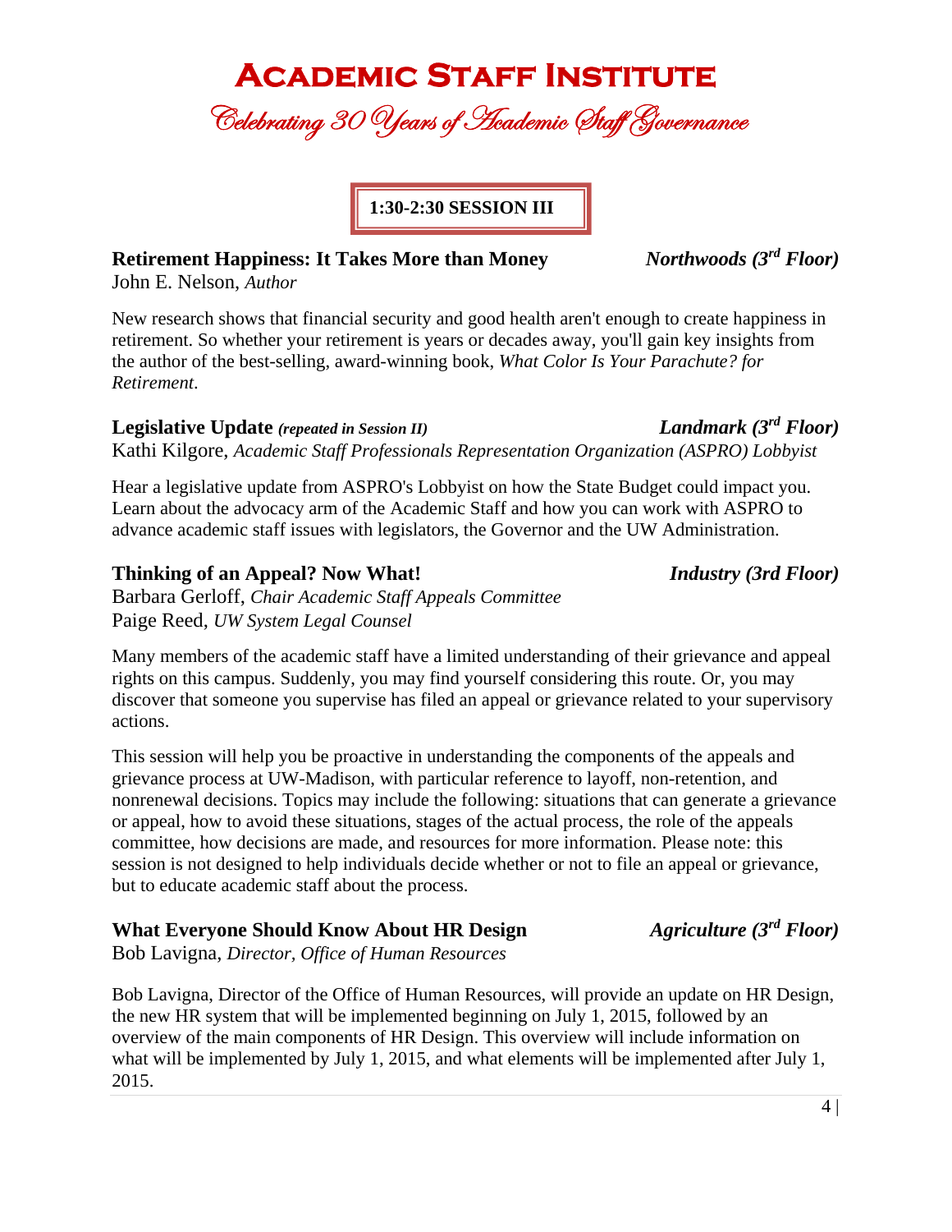# Academic Staff Institute

## *Celebrating 30 Years of Academic Staff Governance*

**1:30-2:30 SESSION III**

### Retirement Happiness: It Takes More than Money — *Northwoods (3rd Floor)*

John E. Nelson, *Author*

New research shows that financial security and good health aren't enough to create happiness in retirement. So whether your retirement is years or decades away, you'll gain key insights from the author of the best-selling, award-winning book, *What Color Is Your Parachute? for Retirement*.

### Legislative Update *(repeated in Session II)* — *Landmark (3rd Floor)*

Kathi Kilgore, *Academic Staff Professionals Representation Organization (ASPRO) Lobbyist*

Hear a legislative update from ASPRO's Lobbyist on how the State Budget could impact you. Learn about the advocacy arm of the Academic Staff and how you can work with ASPRO to advance academic staff issues with legislators, the Governor and the UW Administration.

### Thinking of an Appeal? Now What! — *Industry (3rd Floor)*

Barbara Gerloff, *Chair Academic Staff Appeals Committee*
Paige Reed, *UW System Legal Counsel*

Many members of the academic staff have a limited understanding of their grievance and appeal rights on this campus. Suddenly, you may find yourself considering this route. Or, you may discover that someone you supervise has filed an appeal or grievance related to your supervisory actions.

This session will help you be proactive in understanding the components of the appeals and grievance process at UW-Madison, with particular reference to layoff, non-retention, and nonrenewal decisions. Topics may include the following: situations that can generate a grievance or appeal, how to avoid these situations, stages of the actual process, the role of the appeals committee, how decisions are made, and resources for more information. Please note: this session is not designed to help individuals decide whether or not to file an appeal or grievance, but to educate academic staff about the process.

### What Everyone Should Know About HR Design — *Agriculture (3rd Floor)*

Bob Lavigna, *Director, Office of Human Resources*

Bob Lavigna, Director of the Office of Human Resources, will provide an update on HR Design, the new HR system that will be implemented beginning on July 1, 2015, followed by an overview of the main components of HR Design. This overview will include information on what will be implemented by July 1, 2015, and what elements will be implemented after July 1, 2015.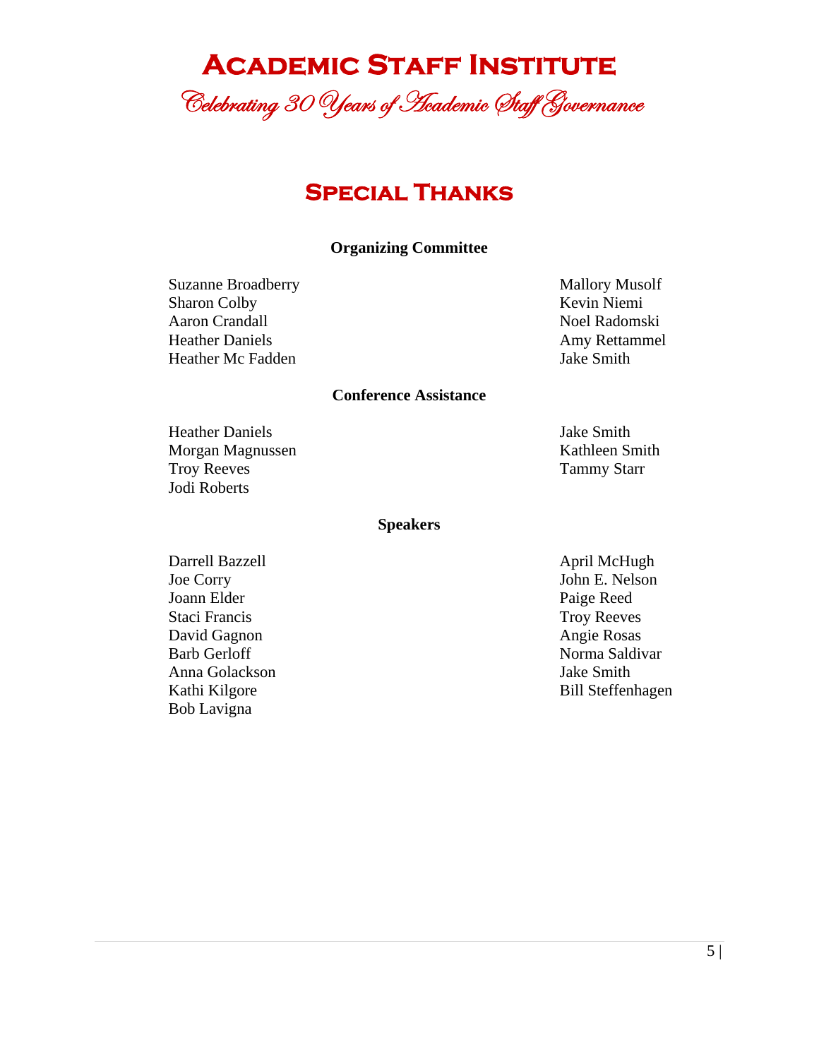# Academic Staff Institute

*Celebrating 30 Years of Academic Staff Governance*

## Special Thanks

**Organizing Committee**

Suzanne Broadberry
Sharon Colby
Aaron Crandall
Heather Daniels
Heather Mc Fadden
Mallory Musolf
Kevin Niemi
Noel Radomski
Amy Rettammel
Jake Smith

**Conference Assistance**

Heather Daniels
Morgan Magnussen
Troy Reeves
Jodi Roberts
Jake Smith
Kathleen Smith
Tammy Starr

**Speakers**

Darrell Bazzell
Joe Corry
Joann Elder
Staci Francis
David Gagnon
Barb Gerloff
Anna Golackson
Kathi Kilgore
Bob Lavigna
April McHugh
John E. Nelson
Paige Reed
Troy Reeves
Angie Rosas
Norma Saldivar
Jake Smith
Bill Steffenhagen